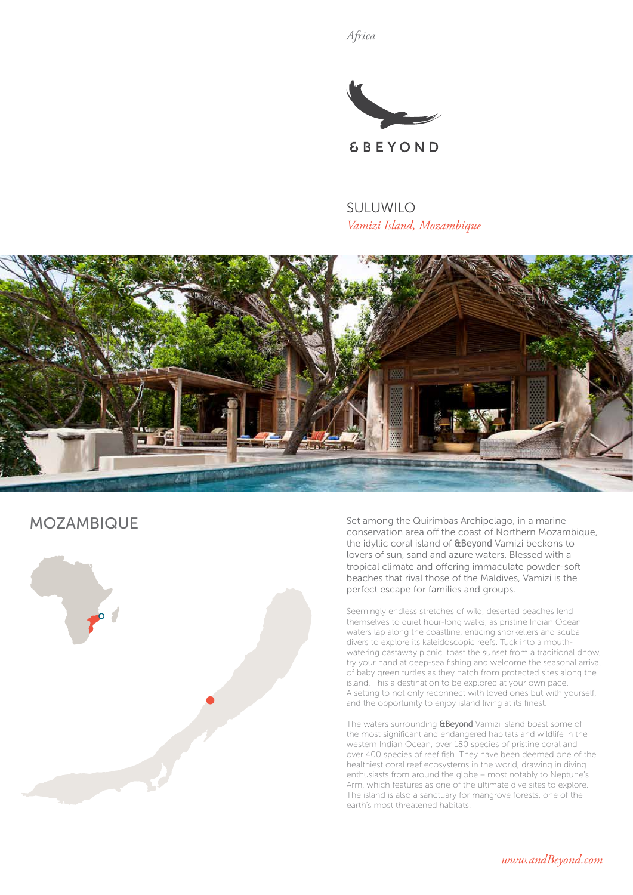*Africa*

&BEYOND

# SULUWILO

*Vamizi Island, Mozambique*

## MOZAMBIQUE

Set among the Quirimbas Archipelago, in a marine conservation area off the coast of Northern Mozambique, the idyllic coral island of &Beyond Vamizi beckons to lovers of sun, sand and azure waters. Blessed with a tropical climate and offering immaculate powder-soft beaches that rival those of the Maldives, Vamizi is the perfect escape for families and groups.

Seemingly endless stretches of wild, deserted beaches lend themselves to quiet hour-long walks, as pristine Indian Ocean waters lap along the coastline, enticing snorkellers and scuba divers to explore its kaleidoscopic reefs. Tuck into a mouth-watering castaway picnic, toast the sunset from a traditional dhow, try your hand at deep-sea fishing and welcome the seasonal arrival of baby green turtles as they hatch from protected sites along the island. This a destination to be explored at your own pace. A setting to not only reconnect with loved ones but with yourself, and the opportunity to enjoy island living at its finest.

The waters surrounding &Beyond Vamizi Island boast some of the most significant and endangered habitats and wildlife in the western Indian Ocean, over 180 species of pristine coral and over 400 species of reef fish. They have been deemed one of the healthiest coral reef ecosystems in the world, drawing in diving enthusiasts from around the globe – most notably to Neptune's Arm, which features as one of the ultimate dive sites to explore. The island is also a sanctuary for mangrove forests, one of the earth's most threatened habitats.

*www.andBeyond.com*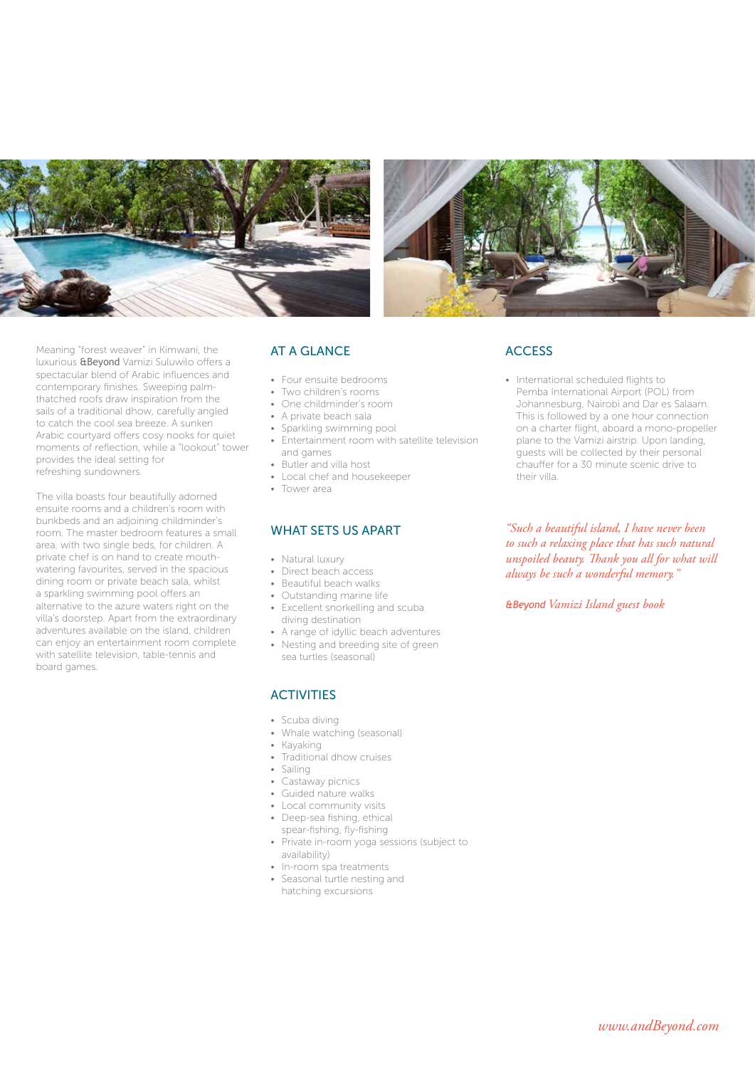Meaning "forest weaver" in Kimwani, the luxurious &Beyond Vamizi Suluwilo offers a spectacular blend of Arabic influences and contemporary finishes. Sweeping palm-thatched roofs draw inspiration from the sails of a traditional dhow, carefully angled to catch the cool sea breeze. A sunken Arabic courtyard offers cosy nooks for quiet moments of reflection, while a "lookout" tower provides the ideal setting for refreshing sundowners.

The villa boasts four beautifully adorned ensuite rooms and a children's room with bunkbeds and an adjoining childminder's room. The master bedroom features a small area, with two single beds, for children. A private chef is on hand to create mouth-watering favourites, served in the spacious dining room or private beach sala, whilst a sparkling swimming pool offers an alternative to the azure waters right on the villa's doorstep. Apart from the extraordinary adventures available on the island, children can enjoy an entertainment room complete with satellite television, table-tennis and board games.

## AT A GLANCE

- Four ensuite bedrooms
- Two children's rooms
- One childminder's room
- A private beach sala
- Sparkling swimming pool
- Entertainment room with satellite television and games
- Butler and villa host
- Local chef and housekeeper
- Tower area

## WHAT SETS US APART

- Natural luxury
- Direct beach access
- Beautiful beach walks
- Outstanding marine life
- Excellent snorkelling and scuba diving destination
- A range of idyllic beach adventures
- Nesting and breeding site of green sea turtles (seasonal)

## ACTIVITIES

- Scuba diving
- Whale watching (seasonal)
- Kayaking
- Traditional dhow cruises
- Sailing
- Castaway picnics
- Guided nature walks
- Local community visits
- Deep-sea fishing, ethical spear-fishing, fly-fishing
- Private in-room yoga sessions (subject to availability)
- In-room spa treatments
- Seasonal turtle nesting and hatching excursions

## ACCESS

- International scheduled flights to Pemba International Airport (POL) from Johannesburg, Nairobi and Dar es Salaam. This is followed by a one hour connection on a charter flight, aboard a mono-propeller plane to the Vamizi airstrip. Upon landing, guests will be collected by their personal chauffer for a 30 minute scenic drive to their villa.

*"Such a beautiful island, I have never been to such a relaxing place that has such natural unspoiled beauty. Thank you all for what will always be such a wonderful memory."*

*&Beyond Vamizi Island guest book*

*www.andBeyond.com*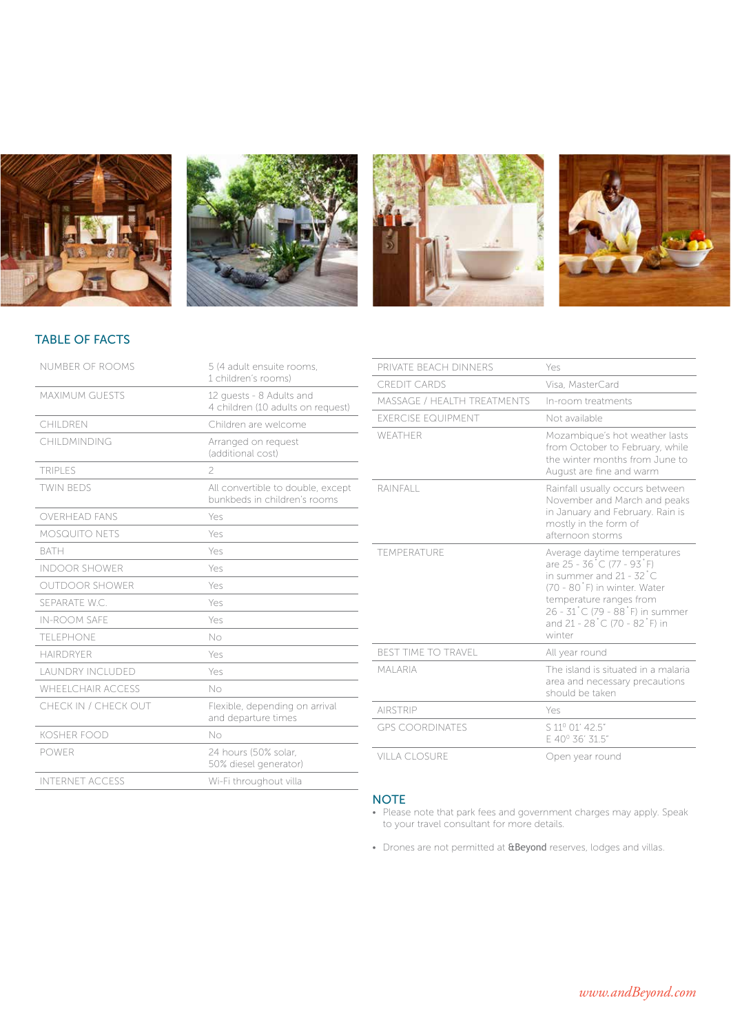## TABLE OF FACTS

| | |
|---|---|
| NUMBER OF ROOMS | 5 (4 adult ensuite rooms, 1 children's rooms) |
| MAXIMUM GUESTS | 12 guests - 8 Adults and 4 children (10 adults on request) |
| CHILDREN | Children are welcome |
| CHILDMINDING | Arranged on request (additional cost) |
| TRIPLES | 2 |
| TWIN BEDS | All convertible to double, except bunkbeds in children's rooms |
| OVERHEAD FANS | Yes |
| MOSQUITO NETS | Yes |
| BATH | Yes |
| INDOOR SHOWER | Yes |
| OUTDOOR SHOWER | Yes |
| SEPARATE W.C. | Yes |
| IN-ROOM SAFE | Yes |
| TELEPHONE | No |
| HAIRDRYER | Yes |
| LAUNDRY INCLUDED | Yes |
| WHEELCHAIR ACCESS | No |
| CHECK IN / CHECK OUT | Flexible, depending on arrival and departure times |
| KOSHER FOOD | No |
| POWER | 24 hours (50% solar, 50% diesel generator) |
| INTERNET ACCESS | Wi-Fi throughout villa |
| PRIVATE BEACH DINNERS | Yes |
| CREDIT CARDS | Visa, MasterCard |
| MASSAGE / HEALTH TREATMENTS | In-room treatments |
| EXERCISE EQUIPMENT | Not available |
| WEATHER | Mozambique's hot weather lasts from October to February, while the winter months from June to August are fine and warm |
| RAINFALL | Rainfall usually occurs between November and March and peaks in January and February. Rain is mostly in the form of afternoon storms |
| TEMPERATURE | Average daytime temperatures are 25 - 36˚C (77 - 93˚F) in summer and 21 - 32˚C (70 - 80˚F) in winter. Water temperature ranges from 26 - 31˚C (79 - 88˚F) in summer and 21 - 28˚C (70 - 82˚F) in winter |
| BEST TIME TO TRAVEL | All year round |
| MALARIA | The island is situated in a malaria area and necessary precautions should be taken |
| AIRSTRIP | Yes |
| GPS COORDINATES | S 11º 01' 42.5" E 40º 36' 31.5" |
| VILLA CLOSURE | Open year round |

## NOTE

- Please note that park fees and government charges may apply. Speak to your travel consultant for more details.
- Drones are not permitted at **&Beyond** reserves, lodges and villas.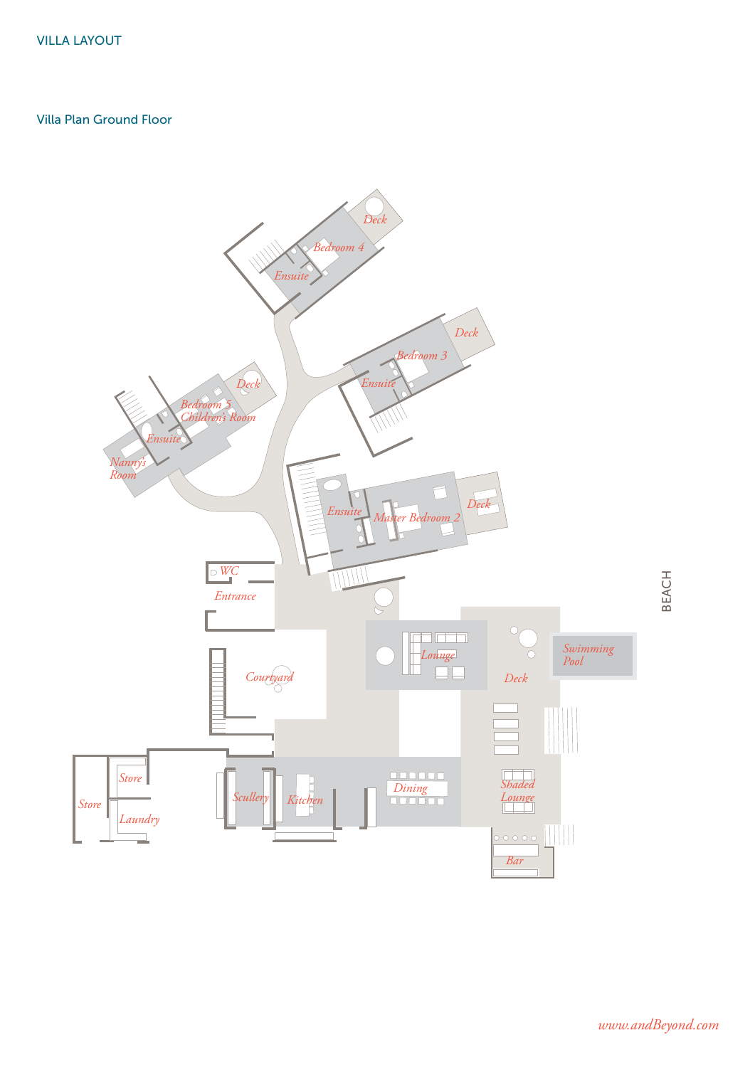# VILLA LAYOUT

## Villa Plan Ground Floor

Deck

Bedroom 4

Ensuite

Deck

Bedroom 3

Ensuite

Deck

Bedroom 5
Children's Room

Ensuite

Nanny's
Room

Ensuite

Master Bedroom 2

Deck

WC

Entrance

Lounge

Deck

Swimming
Pool

BEACH

Courtyard

Store

Store

Laundry

Scullery

Kitchen

Dining

Shaded
Lounge

Bar

www.andBeyond.com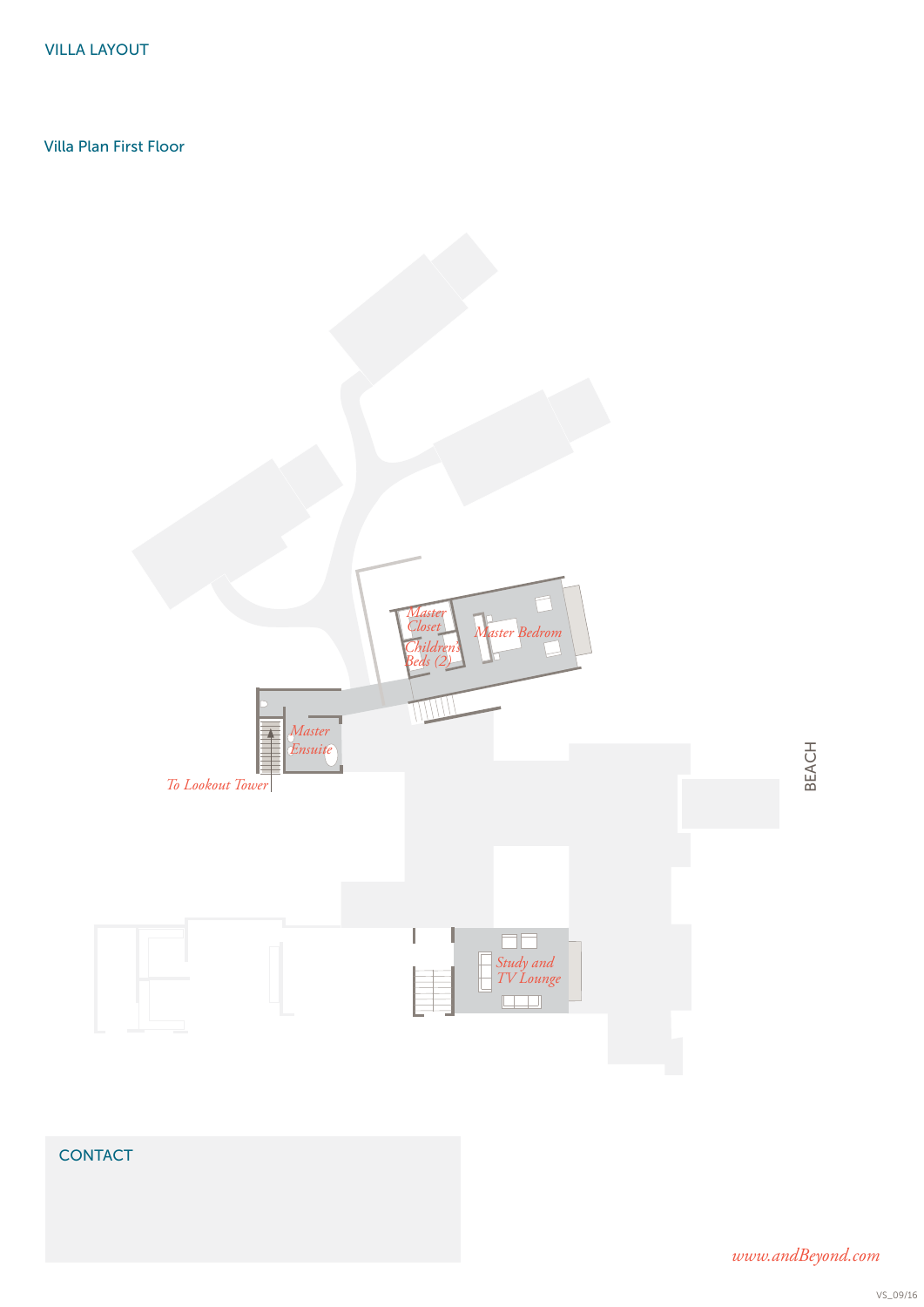## VILLA LAYOUT

### Villa Plan First Floor

*Master Closet*

*Children's Beds (2)*

*Master Bedrom*

*Master Ensuite*

*To Lookout Tower*

BEACH

*Study and TV Lounge*

### CONTACT

*www.andBeyond.com*

VS_09/16